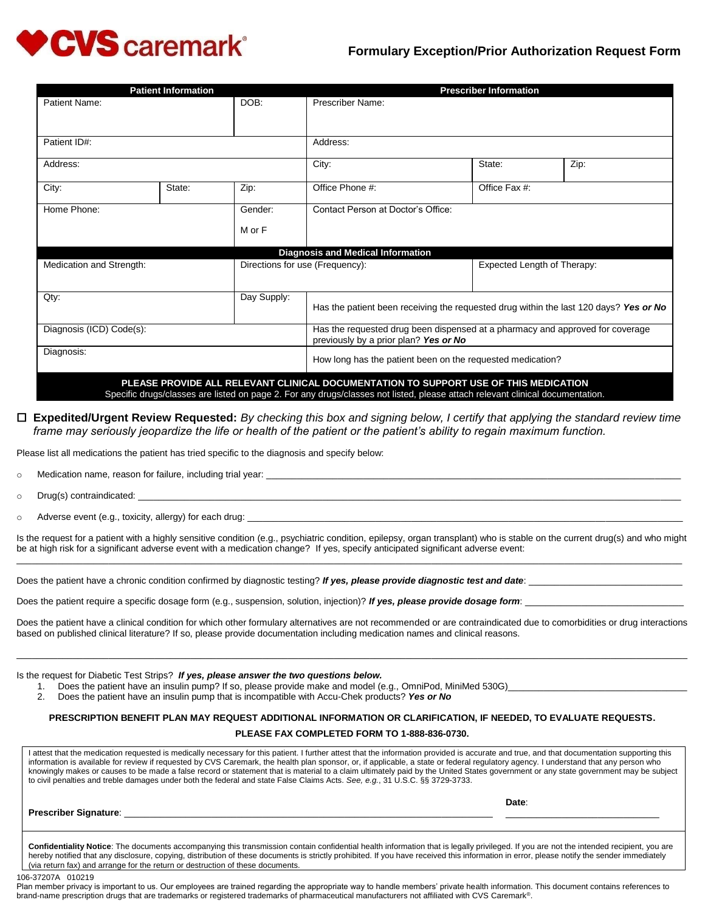CVS caremark®

# Formulary Exception/Prior Authorization Request Form

| Patient Information | | | Prescriber Information | | |
|---|---|---|---|---|---|
| Patient Name: | | DOB: | Prescriber Name: | | |
| Patient ID#: | | | Address: | | |
| Address: | | | City: | State: | Zip: |
| City: | State: | Zip: | Office Phone #: | Office Fax #: | |
| Home Phone: | | Gender: M or F | Contact Person at Doctor's Office: | | |

| Diagnosis and Medical Information | | | |
|---|---|---|---|
| Medication and Strength: | Directions for use (Frequency): | | Expected Length of Therapy: |
| Qty: | Day Supply: | Has the patient been receiving the requested drug within the last 120 days? ***Yes or No*** | |
| Diagnosis (ICD) Code(s): | | Has the requested drug been dispensed at a pharmacy and approved for coverage previously by a prior plan? ***Yes or No*** | |
| Diagnosis: | | How long has the patient been on the requested medication? | |

**PLEASE PROVIDE ALL RELEVANT CLINICAL DOCUMENTATION TO SUPPORT USE OF THIS MEDICATION**
Specific drugs/classes are listed on page 2. For any drugs/classes not listed, please attach relevant clinical documentation.

☐ **Expedited/Urgent Review Requested:** *By checking this box and signing below, I certify that applying the standard review time frame may seriously jeopardize the life or health of the patient or the patient's ability to regain maximum function.*

Please list all medications the patient has tried specific to the diagnosis and specify below:

- Medication name, reason for failure, including trial year: ______________________________
- Drug(s) contraindicated: ______________________________
- Adverse event (e.g., toxicity, allergy) for each drug: ______________________________

Is the request for a patient with a highly sensitive condition (e.g., psychiatric condition, epilepsy, organ transplant) who is stable on the current drug(s) and who might be at high risk for a significant adverse event with a medication change? If yes, specify anticipated significant adverse event:
______________________________

Does the patient have a chronic condition confirmed by diagnostic testing? ***If yes, please provide diagnostic test and date***: ______________________________

Does the patient require a specific dosage form (e.g., suspension, solution, injection)? ***If yes, please provide dosage form***: ______________________________

Does the patient have a clinical condition for which other formulary alternatives are not recommended or are contraindicated due to comorbidities or drug interactions based on published clinical literature? If so, please provide documentation including medication names and clinical reasons.
______________________________

Is the request for Diabetic Test Strips? ***If yes, please answer the two questions below.***

1. Does the patient have an insulin pump? If so, please provide make and model (e.g., OmniPod, MiniMed 530G)______________________________
2. Does the patient have an insulin pump that is incompatible with Accu-Chek products? ***Yes or No***

**PRESCRIPTION BENEFIT PLAN MAY REQUEST ADDITIONAL INFORMATION OR CLARIFICATION, IF NEEDED, TO EVALUATE REQUESTS.**

**PLEASE FAX COMPLETED FORM TO 1-888-836-0730.**

I attest that the medication requested is medically necessary for this patient. I further attest that the information provided is accurate and true, and that documentation supporting this information is available for review if requested by CVS Caremark, the health plan sponsor, or, if applicable, a state or federal regulatory agency. I understand that any person who knowingly makes or causes to be made a false record or statement that is material to a claim ultimately paid by the United States government or any state government may be subject to civil penalties and treble damages under both the federal and state False Claims Acts. *See, e.g.*, 31 U.S.C. §§ 3729-3733.

**Prescriber Signature**: ______________________________ **Date**: ______________

**Confidentiality Notice**: The documents accompanying this transmission contain confidential health information that is legally privileged. If you are not the intended recipient, you are hereby notified that any disclosure, copying, distribution of these documents is strictly prohibited. If you have received this information in error, please notify the sender immediately (via return fax) and arrange for the return or destruction of these documents.

106-37207A 010219

Plan member privacy is important to us. Our employees are trained regarding the appropriate way to handle members' private health information. This document contains references to brand-name prescription drugs that are trademarks or registered trademarks of pharmaceutical manufacturers not affiliated with CVS Caremark®.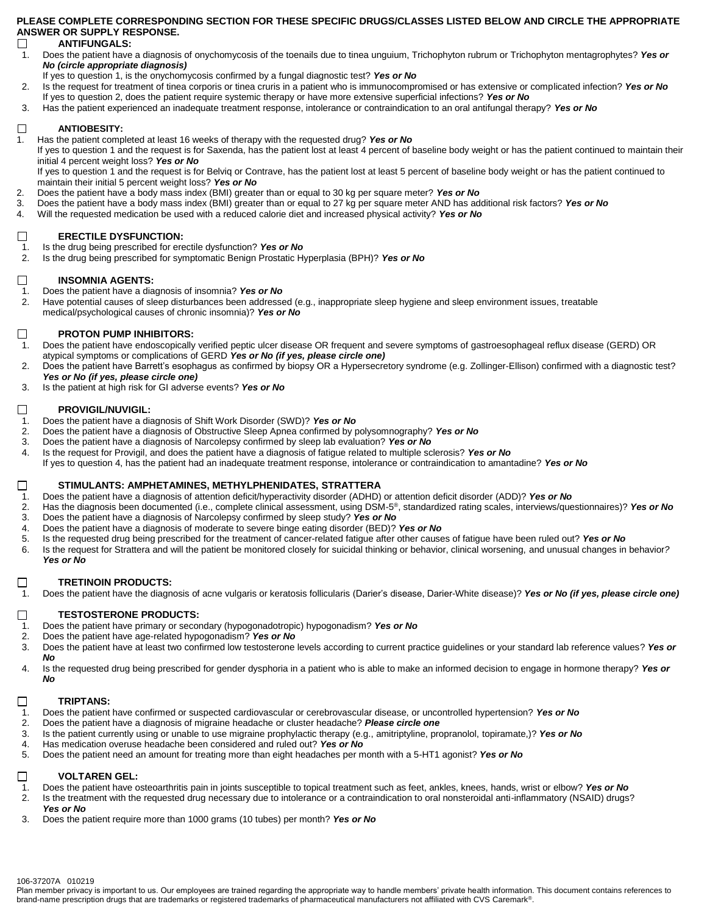**PLEASE COMPLETE CORRESPONDING SECTION FOR THESE SPECIFIC DRUGS/CLASSES LISTED BELOW AND CIRCLE THE APPROPRIATE ANSWER OR SUPPLY RESPONSE.**

☐ **ANTIFUNGALS:**

1. Does the patient have a diagnosis of onychomycosis of the toenails due to tinea unguium, Trichophyton rubrum or Trichophyton mentagrophytes? ***Yes or No (circle appropriate diagnosis)***
   If yes to question 1, is the onychomycosis confirmed by a fungal diagnostic test? ***Yes or No***
2. Is the request for treatment of tinea corporis or tinea cruris in a patient who is immunocompromised or has extensive or complicated infection? ***Yes or No***
   If yes to question 2, does the patient require systemic therapy or have more extensive superficial infections? ***Yes or No***
3. Has the patient experienced an inadequate treatment response, intolerance or contraindication to an oral antifungal therapy? ***Yes or No***

☐ **ANTIOBESITY:**

1. Has the patient completed at least 16 weeks of therapy with the requested drug? ***Yes or No***
   If yes to question 1 and the request is for Saxenda, has the patient lost at least 4 percent of baseline body weight or has the patient continued to maintain their initial 4 percent weight loss? ***Yes or No***
   If yes to question 1 and the request is for Belviq or Contrave, has the patient lost at least 5 percent of baseline body weight or has the patient continued to maintain their initial 5 percent weight loss? ***Yes or No***
2. Does the patient have a body mass index (BMI) greater than or equal to 30 kg per square meter? ***Yes or No***
3. Does the patient have a body mass index (BMI) greater than or equal to 27 kg per square meter AND has additional risk factors? ***Yes or No***
4. Will the requested medication be used with a reduced calorie diet and increased physical activity? ***Yes or No***

☐ **ERECTILE DYSFUNCTION:**

1. Is the drug being prescribed for erectile dysfunction? ***Yes or No***
2. Is the drug being prescribed for symptomatic Benign Prostatic Hyperplasia (BPH)? ***Yes or No***

☐ **INSOMNIA AGENTS:**

1. Does the patient have a diagnosis of insomnia? ***Yes or No***
2. Have potential causes of sleep disturbances been addressed (e.g., inappropriate sleep hygiene and sleep environment issues, treatable medical/psychological causes of chronic insomnia)? ***Yes or No***

☐ **PROTON PUMP INHIBITORS:**

1. Does the patient have endoscopically verified peptic ulcer disease OR frequent and severe symptoms of gastroesophageal reflux disease (GERD) OR atypical symptoms or complications of GERD ***Yes or No (if yes, please circle one)***
2. Does the patient have Barrett's esophagus as confirmed by biopsy OR a Hypersecretory syndrome (e.g. Zollinger-Ellison) confirmed with a diagnostic test? ***Yes or No (if yes, please circle one)***
3. Is the patient at high risk for GI adverse events? ***Yes or No***

☐ **PROVIGIL/NUVIGIL:**

1. Does the patient have a diagnosis of Shift Work Disorder (SWD)? ***Yes or No***
2. Does the patient have a diagnosis of Obstructive Sleep Apnea confirmed by polysomnography? ***Yes or No***
3. Does the patient have a diagnosis of Narcolepsy confirmed by sleep lab evaluation? ***Yes or No***
4. Is the request for Provigil, and does the patient have a diagnosis of fatigue related to multiple sclerosis? ***Yes or No***
   If yes to question 4, has the patient had an inadequate treatment response, intolerance or contraindication to amantadine? ***Yes or No***

☐ **STIMULANTS: AMPHETAMINES, METHYLPHENIDATES, STRATTERA**

1. Does the patient have a diagnosis of attention deficit/hyperactivity disorder (ADHD) or attention deficit disorder (ADD)? ***Yes or No***
2. Has the diagnosis been documented (i.e., complete clinical assessment, using DSM-5®, standardized rating scales, interviews/questionnaires)? ***Yes or No***
3. Does the patient have a diagnosis of Narcolepsy confirmed by sleep study? ***Yes or No***
4. Does the patient have a diagnosis of moderate to severe binge eating disorder (BED)? ***Yes or No***
5. Is the requested drug being prescribed for the treatment of cancer-related fatigue after other causes of fatigue have been ruled out? ***Yes or No***
6. Is the request for Strattera and will the patient be monitored closely for suicidal thinking or behavior, clinical worsening, and unusual changes in behavior? ***Yes or No***

☐ **TRETINOIN PRODUCTS:**

1. Does the patient have the diagnosis of acne vulgaris or keratosis follicularis (Darier's disease, Darier-White disease)? ***Yes or No (if yes, please circle one)***

☐ **TESTOSTERONE PRODUCTS:**

1. Does the patient have primary or secondary (hypogonadotropic) hypogonadism? ***Yes or No***
2. Does the patient have age-related hypogonadism? ***Yes or No***
3. Does the patient have at least two confirmed low testosterone levels according to current practice guidelines or your standard lab reference values? ***Yes or No***
4. Is the requested drug being prescribed for gender dysphoria in a patient who is able to make an informed decision to engage in hormone therapy? ***Yes or No***

☐ **TRIPTANS:**

1. Does the patient have confirmed or suspected cardiovascular or cerebrovascular disease, or uncontrolled hypertension? ***Yes or No***
2. Does the patient have a diagnosis of migraine headache or cluster headache? ***Please circle one***
3. Is the patient currently using or unable to use migraine prophylactic therapy (e.g., amitriptyline, propranolol, topiramate,)? ***Yes or No***
4. Has medication overuse headache been considered and ruled out? ***Yes or No***
5. Does the patient need an amount for treating more than eight headaches per month with a 5-HT1 agonist? ***Yes or No***

☐ **VOLTAREN GEL:**

1. Does the patient have osteoarthritis pain in joints susceptible to topical treatment such as feet, ankles, knees, hands, wrist or elbow? ***Yes or No***
2. Is the treatment with the requested drug necessary due to intolerance or a contraindication to oral nonsteroidal anti-inflammatory (NSAID) drugs? ***Yes or No***
3. Does the patient require more than 1000 grams (10 tubes) per month? ***Yes or No***

106-37207A 010219

Plan member privacy is important to us. Our employees are trained regarding the appropriate way to handle members' private health information. This document contains references to brand-name prescription drugs that are trademarks or registered trademarks of pharmaceutical manufacturers not affiliated with CVS Caremark®.